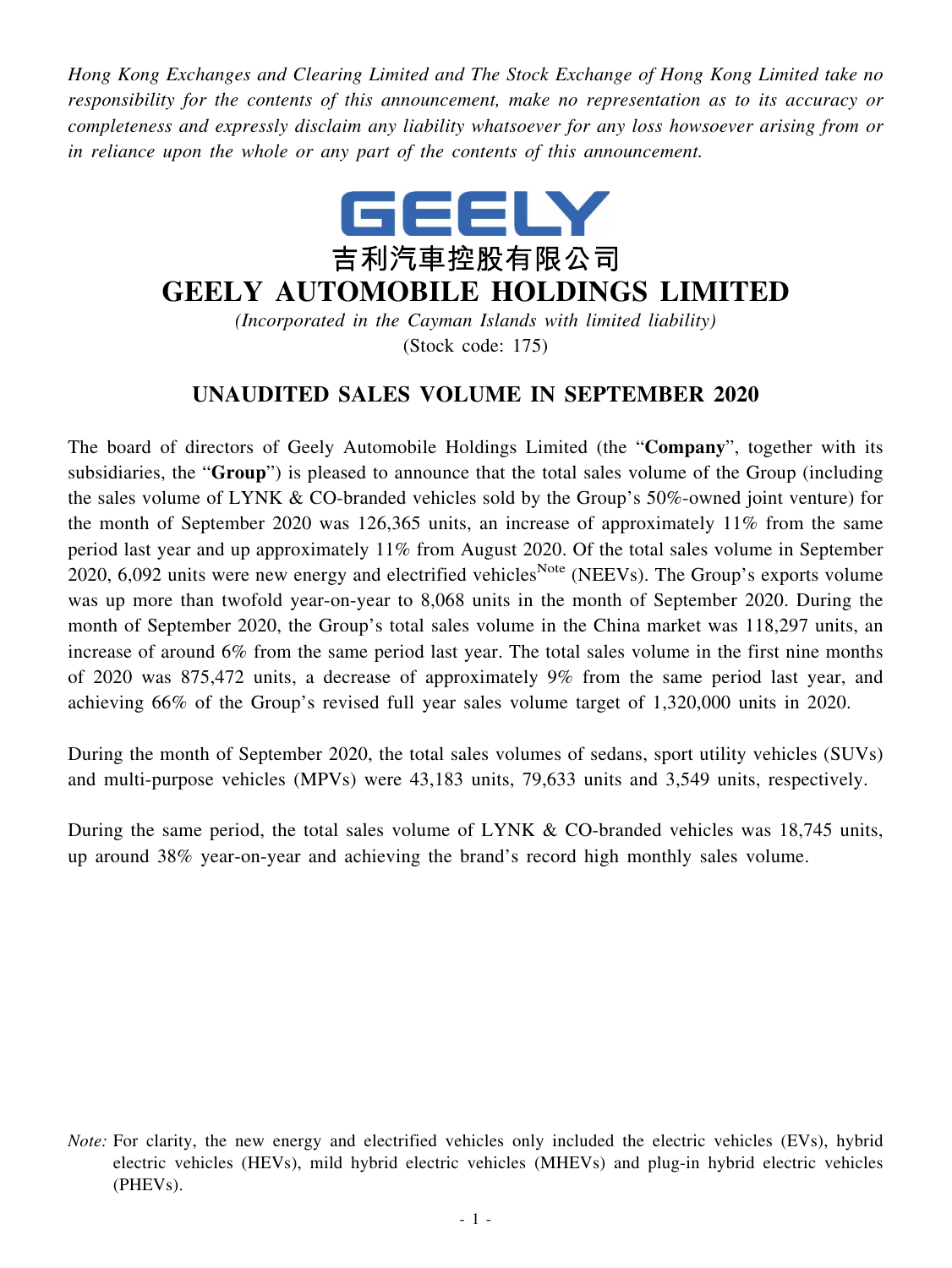*Hong Kong Exchanges and Clearing Limited and The Stock Exchange of Hong Kong Limited take no responsibility for the contents of this announcement, make no representation as to its accuracy or completeness and expressly disclaim any liability whatsoever for any loss howsoever arising from or in reliance upon the whole or any part of the contents of this announcement.*

GEELY

吉利汽車控股有限公司

# GEELY AUTOMOBILE HOLDINGS LIMITED

*(Incorporated in the Cayman Islands with limited liability)*

(Stock code: 175)

## UNAUDITED SALES VOLUME IN SEPTEMBER 2020

The board of directors of Geely Automobile Holdings Limited (the "**Company**", together with its subsidiaries, the "**Group**") is pleased to announce that the total sales volume of the Group (including the sales volume of LYNK & CO-branded vehicles sold by the Group's 50%-owned joint venture) for the month of September 2020 was 126,365 units, an increase of approximately 11% from the same period last year and up approximately 11% from August 2020. Of the total sales volume in September 2020, 6,092 units were new energy and electrified vehicles[Note] (NEEVs). The Group's exports volume was up more than twofold year-on-year to 8,068 units in the month of September 2020. During the month of September 2020, the Group's total sales volume in the China market was 118,297 units, an increase of around 6% from the same period last year. The total sales volume in the first nine months of 2020 was 875,472 units, a decrease of approximately 9% from the same period last year, and achieving 66% of the Group's revised full year sales volume target of 1,320,000 units in 2020.

During the month of September 2020, the total sales volumes of sedans, sport utility vehicles (SUVs) and multi-purpose vehicles (MPVs) were 43,183 units, 79,633 units and 3,549 units, respectively.

During the same period, the total sales volume of LYNK & CO-branded vehicles was 18,745 units, up around 38% year-on-year and achieving the brand's record high monthly sales volume.

*Note:* For clarity, the new energy and electrified vehicles only included the electric vehicles (EVs), hybrid electric vehicles (HEVs), mild hybrid electric vehicles (MHEVs) and plug-in hybrid electric vehicles (PHEVs).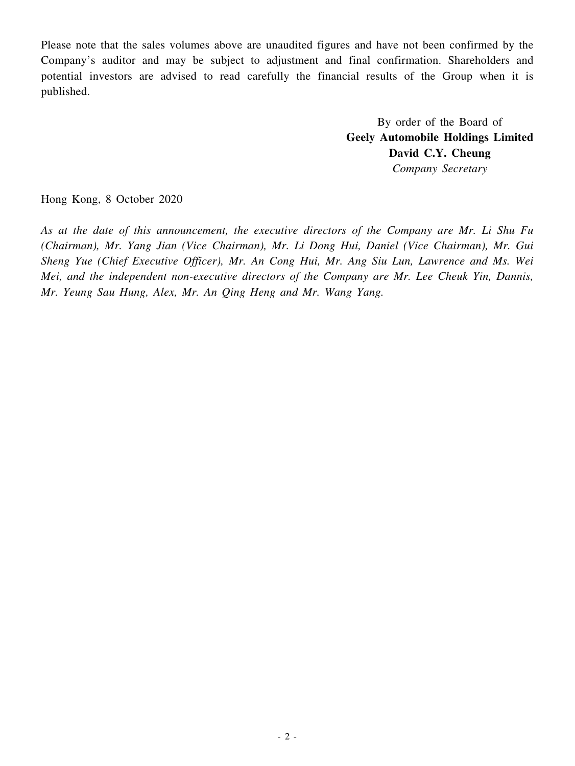Please note that the sales volumes above are unaudited figures and have not been confirmed by the Company's auditor and may be subject to adjustment and final confirmation. Shareholders and potential investors are advised to read carefully the financial results of the Group when it is published.

By order of the Board of
**Geely Automobile Holdings Limited**
**David C.Y. Cheung**
*Company Secretary*

Hong Kong, 8 October 2020

*As at the date of this announcement, the executive directors of the Company are Mr. Li Shu Fu (Chairman), Mr. Yang Jian (Vice Chairman), Mr. Li Dong Hui, Daniel (Vice Chairman), Mr. Gui Sheng Yue (Chief Executive Officer), Mr. An Cong Hui, Mr. Ang Siu Lun, Lawrence and Ms. Wei Mei, and the independent non-executive directors of the Company are Mr. Lee Cheuk Yin, Dannis, Mr. Yeung Sau Hung, Alex, Mr. An Qing Heng and Mr. Wang Yang.*